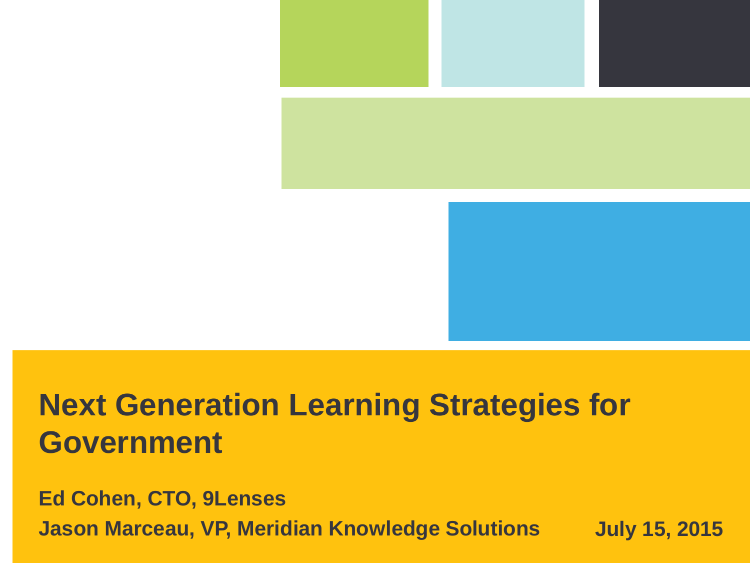# Next Generation Learning Strategies for Government

**Ed Cohen, CTO, 9Lenses**

**Jason Marceau, VP, Meridian Knowledge Solutions**

**July 15, 2015**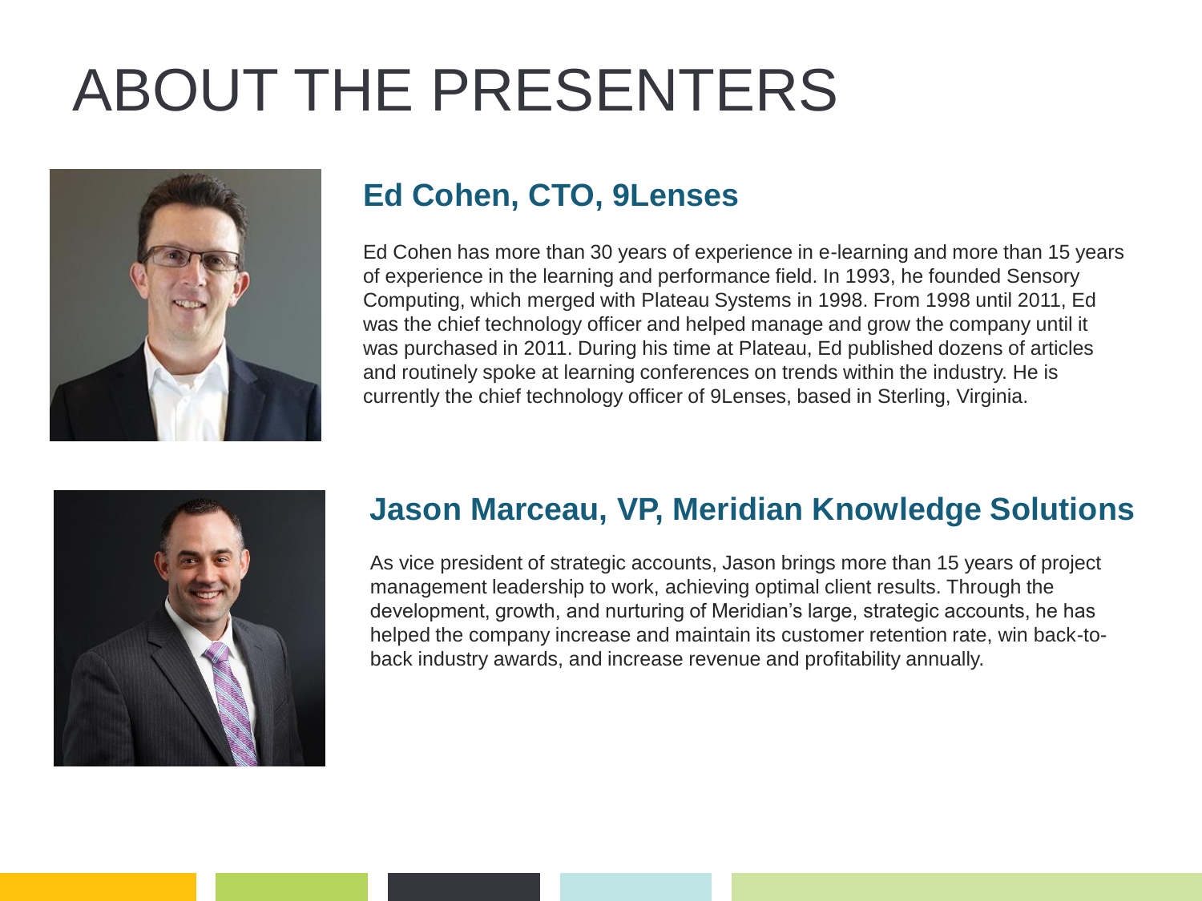# ABOUT THE PRESENTERS

## Ed Cohen, CTO, 9Lenses

Ed Cohen has more than 30 years of experience in e-learning and more than 15 years of experience in the learning and performance field. In 1993, he founded Sensory Computing, which merged with Plateau Systems in 1998. From 1998 until 2011, Ed was the chief technology officer and helped manage and grow the company until it was purchased in 2011. During his time at Plateau, Ed published dozens of articles and routinely spoke at learning conferences on trends within the industry. He is currently the chief technology officer of 9Lenses, based in Sterling, Virginia.

## Jason Marceau, VP, Meridian Knowledge Solutions

As vice president of strategic accounts, Jason brings more than 15 years of project management leadership to work, achieving optimal client results. Through the development, growth, and nurturing of Meridian's large, strategic accounts, he has helped the company increase and maintain its customer retention rate, win back-to-back industry awards, and increase revenue and profitability annually.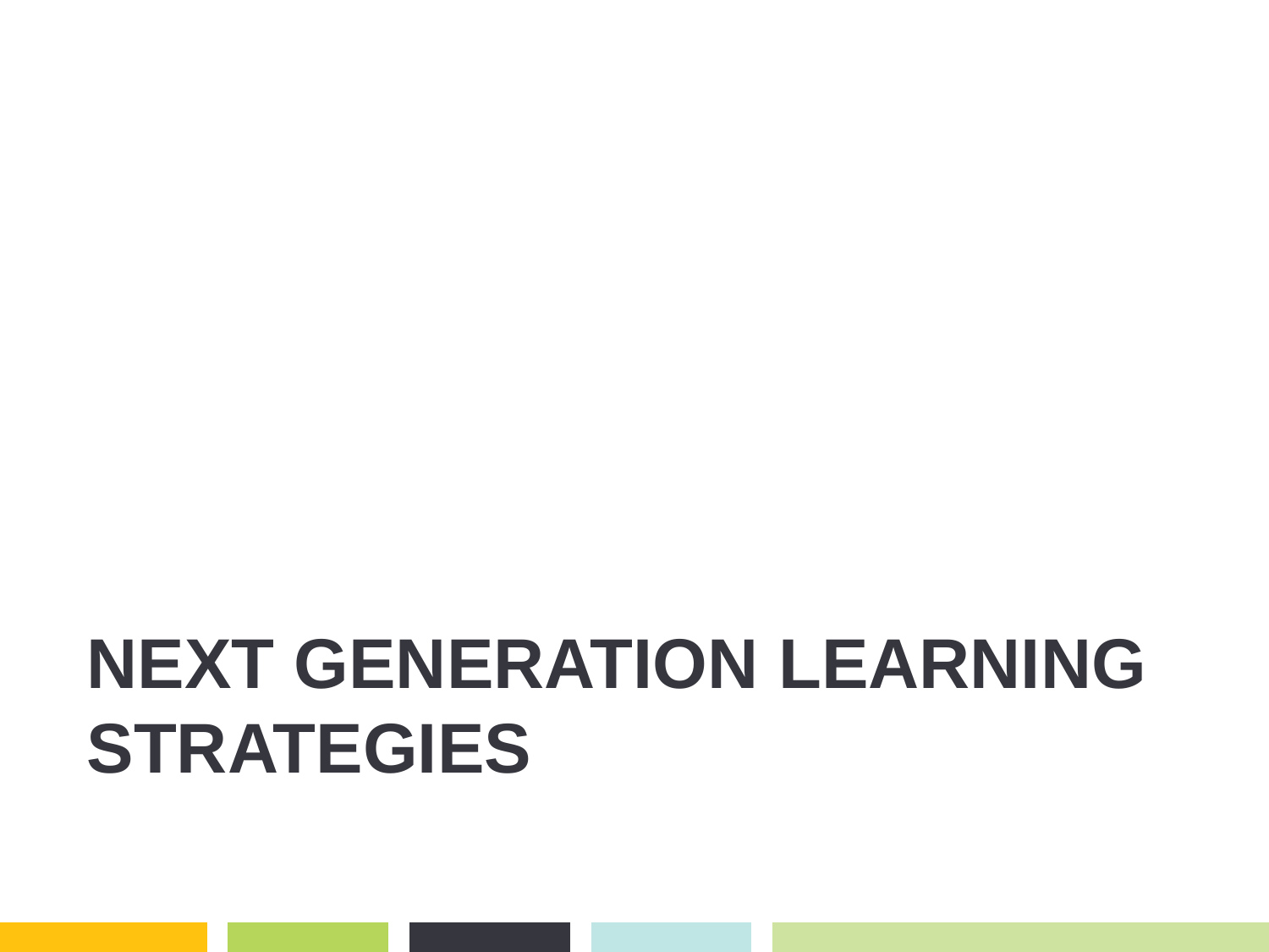# NEXT GENERATION LEARNING STRATEGIES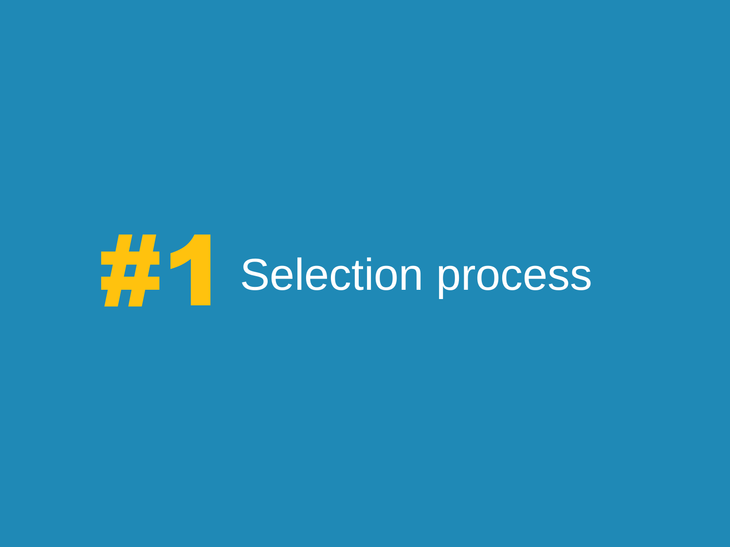# #1 Selection process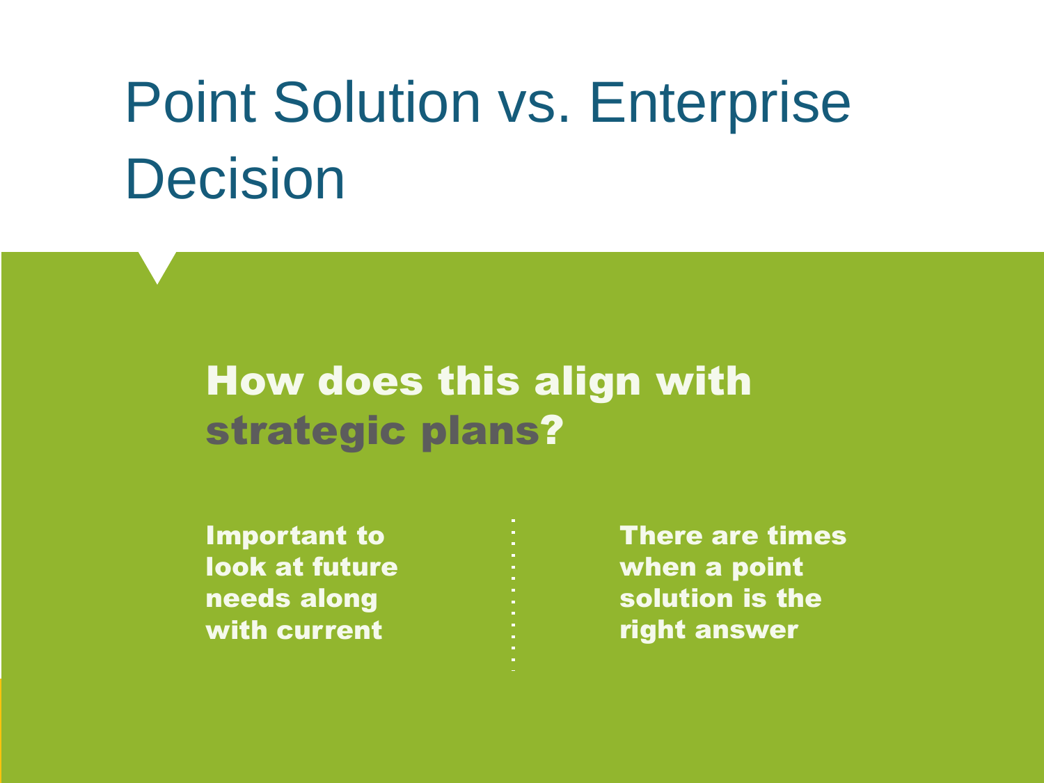# Point Solution vs. Enterprise Decision

## How does this align with strategic plans?

**Important to look at future needs along with current**

**There are times when a point solution is the right answer**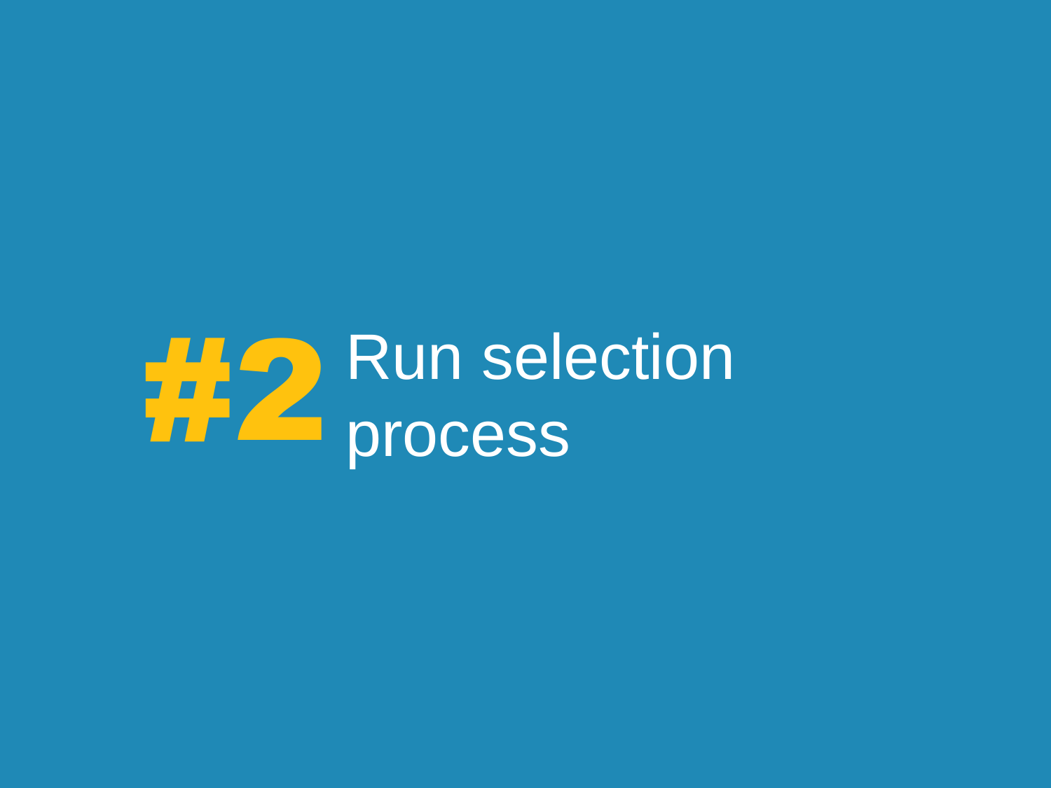# #2 Run selection process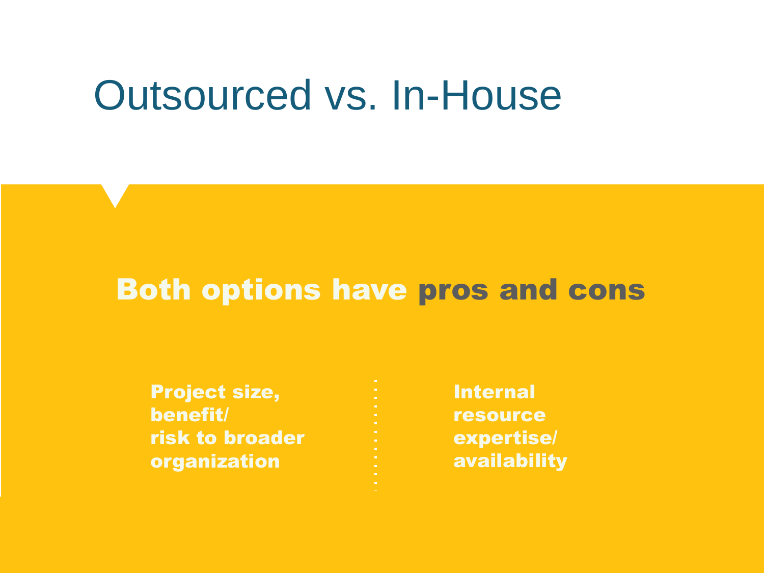# Outsourced vs. In-House

**Both options have pros and cons**

**Project size, benefit/ risk to broader organization**

**Internal resource expertise/ availability**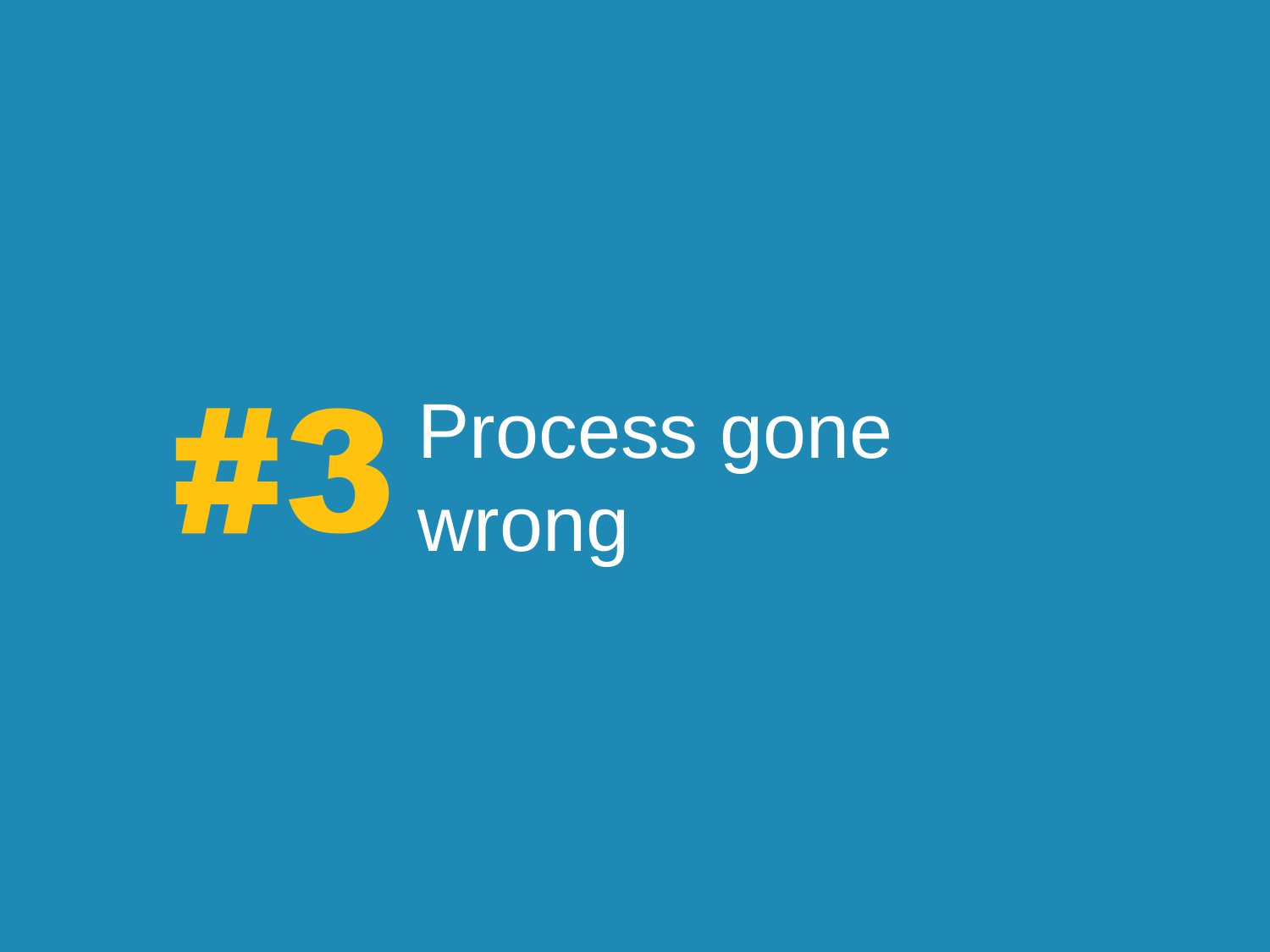# #3 Process gone wrong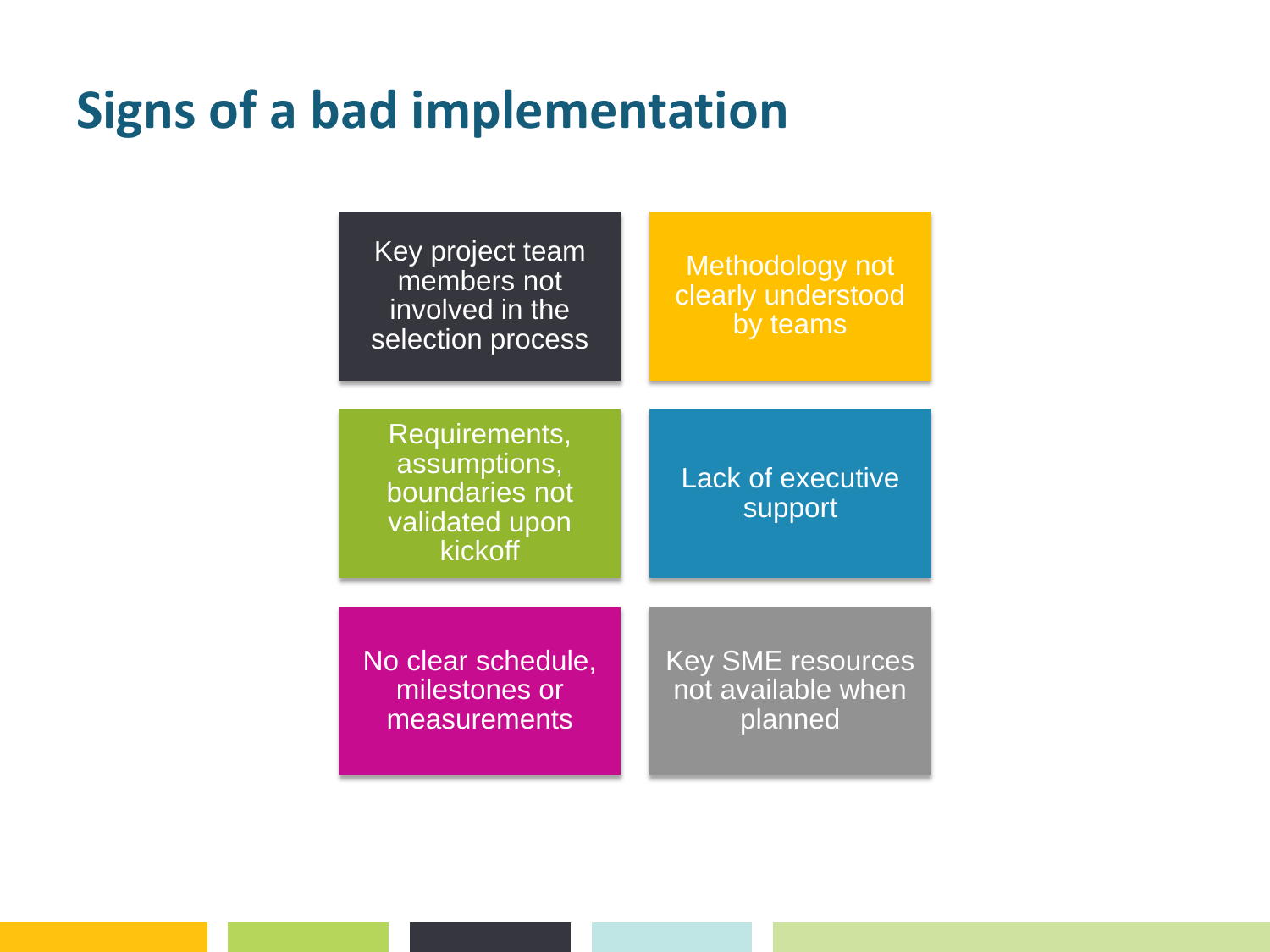# Signs of a bad implementation

- Key project team members not involved in the selection process
- Methodology not clearly understood by teams
- Requirements, assumptions, boundaries not validated upon kickoff
- Lack of executive support
- No clear schedule, milestones or measurements
- Key SME resources not available when planned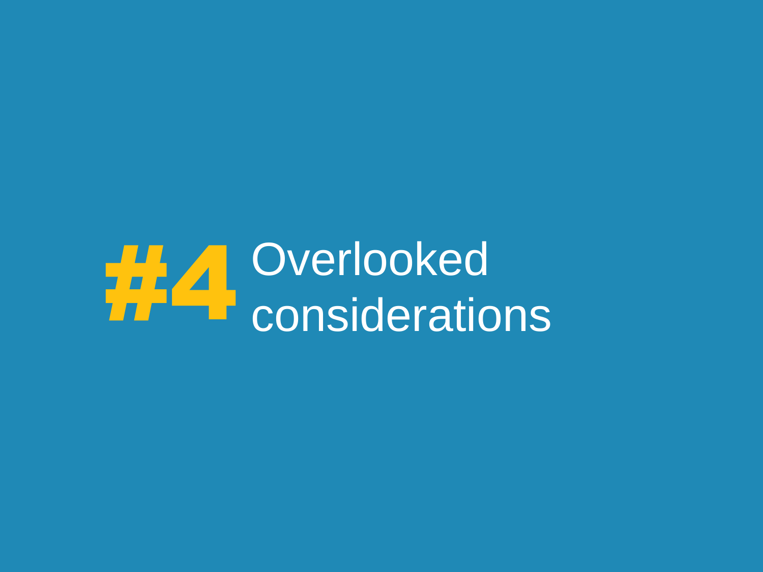# #4 Overlooked considerations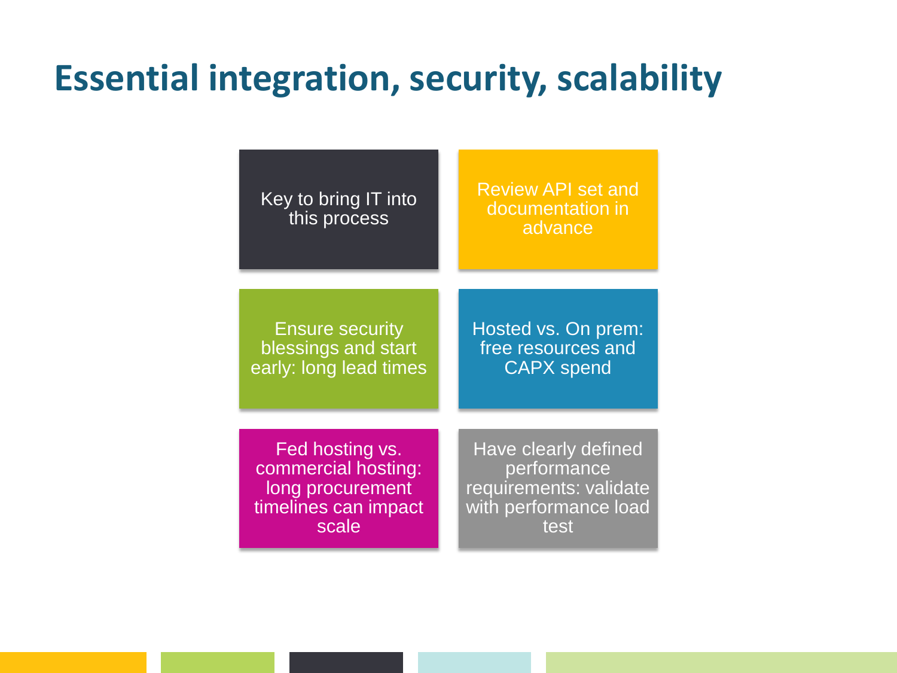# Essential integration, security, scalability

- Key to bring IT into this process
- Review API set and documentation in advance
- Ensure security blessings and start early: long lead times
- Hosted vs. On prem: free resources and CAPX spend
- Fed hosting vs. commercial hosting: long procurement timelines can impact scale
- Have clearly defined performance requirements: validate with performance load test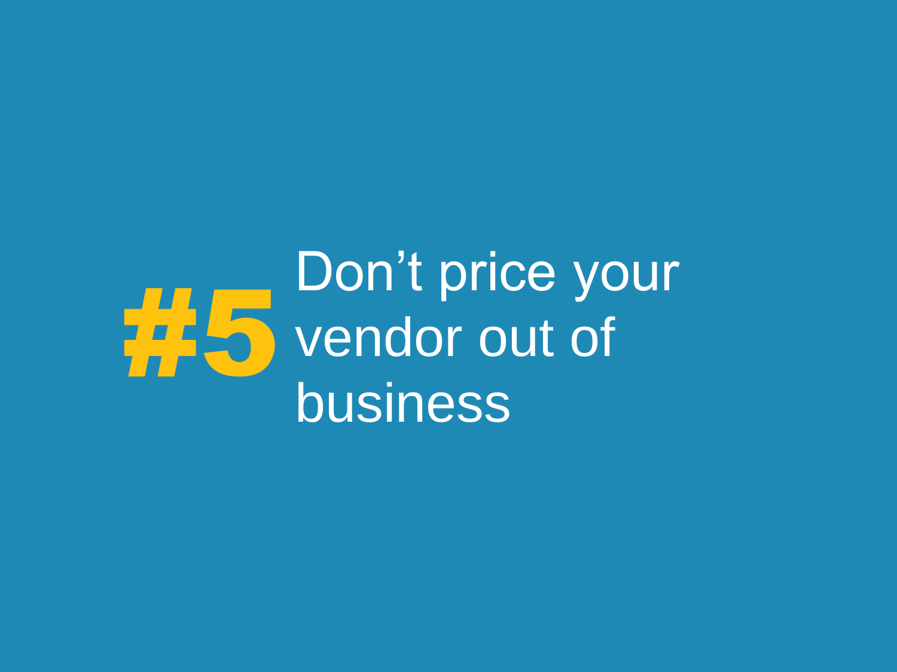# #5 Don't price your vendor out of business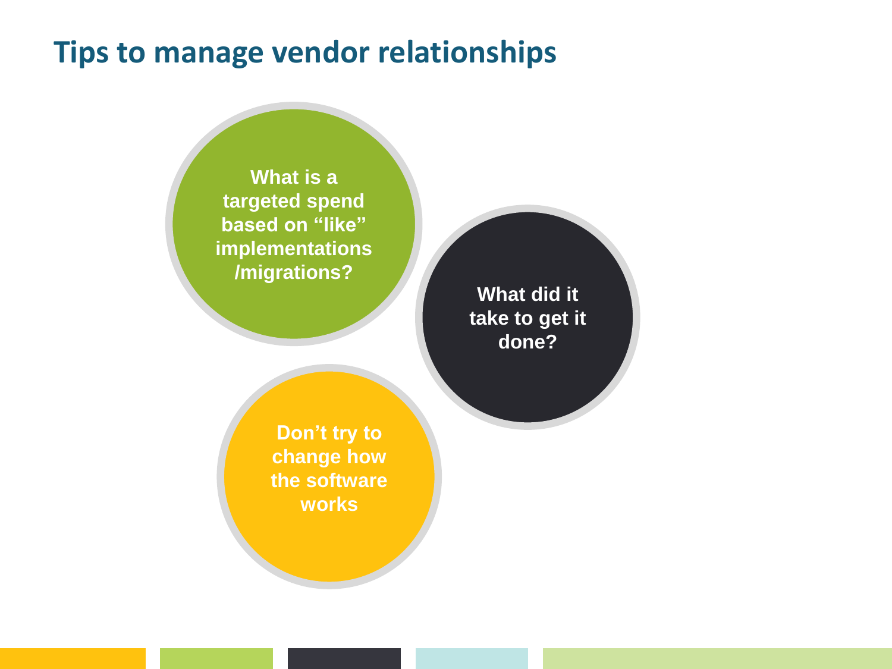# Tips to manage vendor relationships

- What is a targeted spend based on “like” implementations /migrations?
- What did it take to get it done?
- Don’t try to change how the software works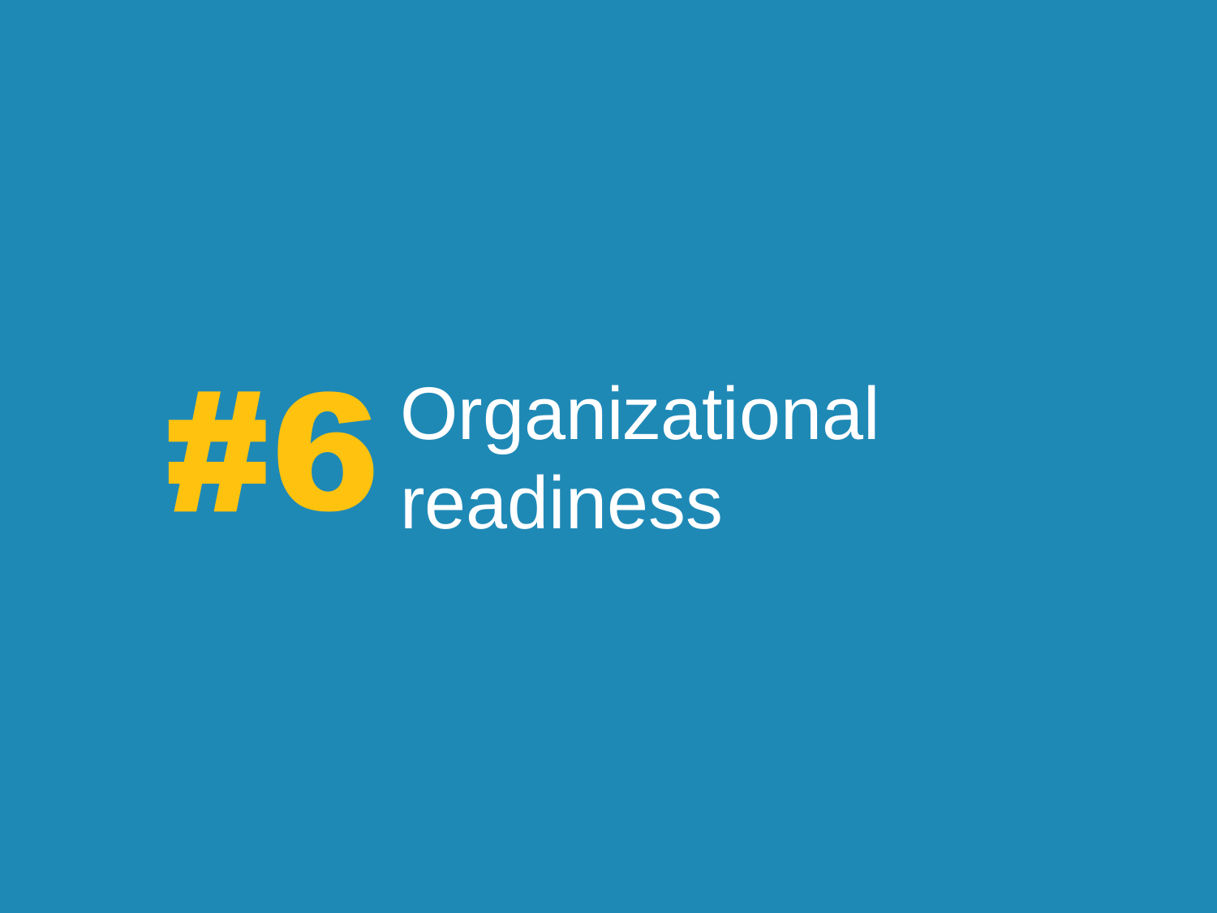# #6 Organizational readiness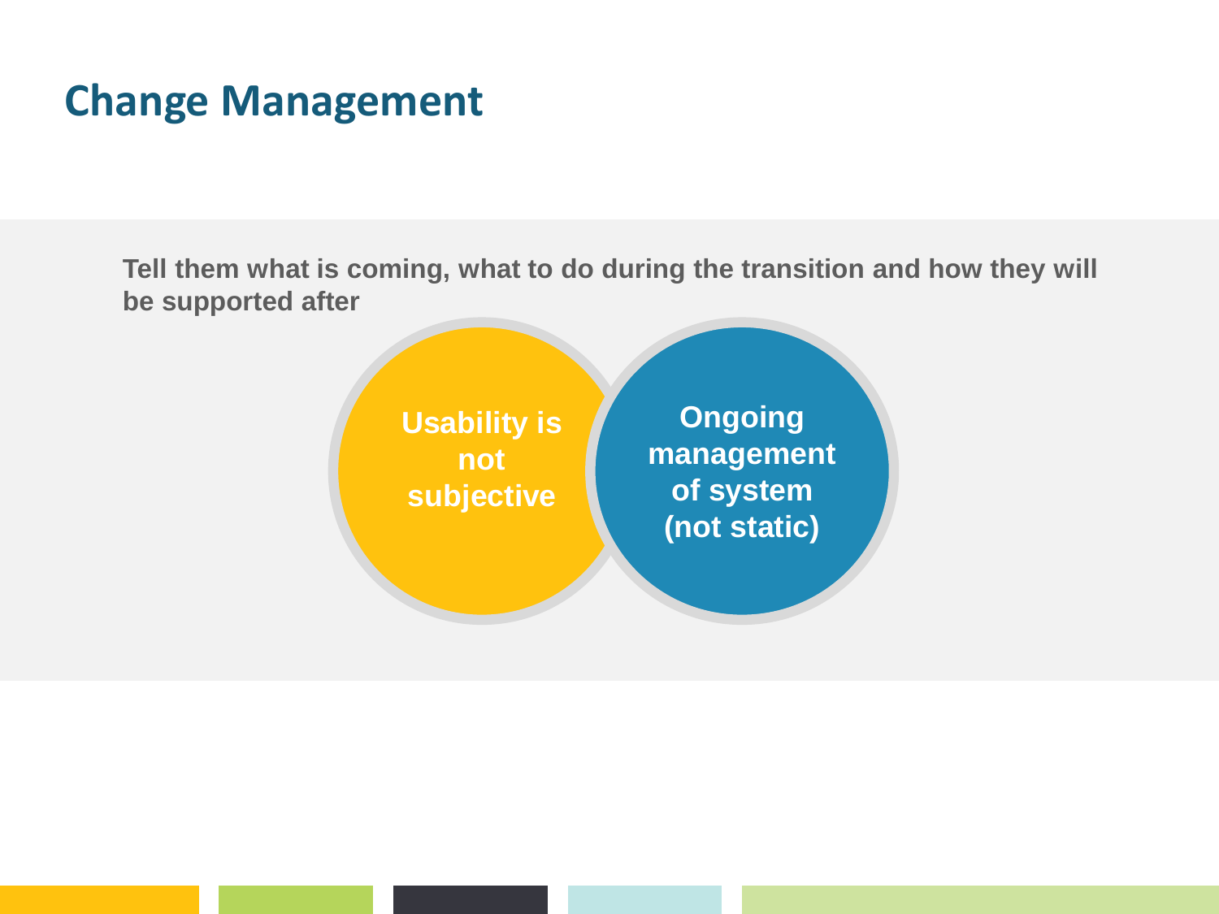# Change Management

**Tell them what is coming, what to do during the transition and how they will be supported after**

**Usability is not subjective**

**Ongoing management of system (not static)**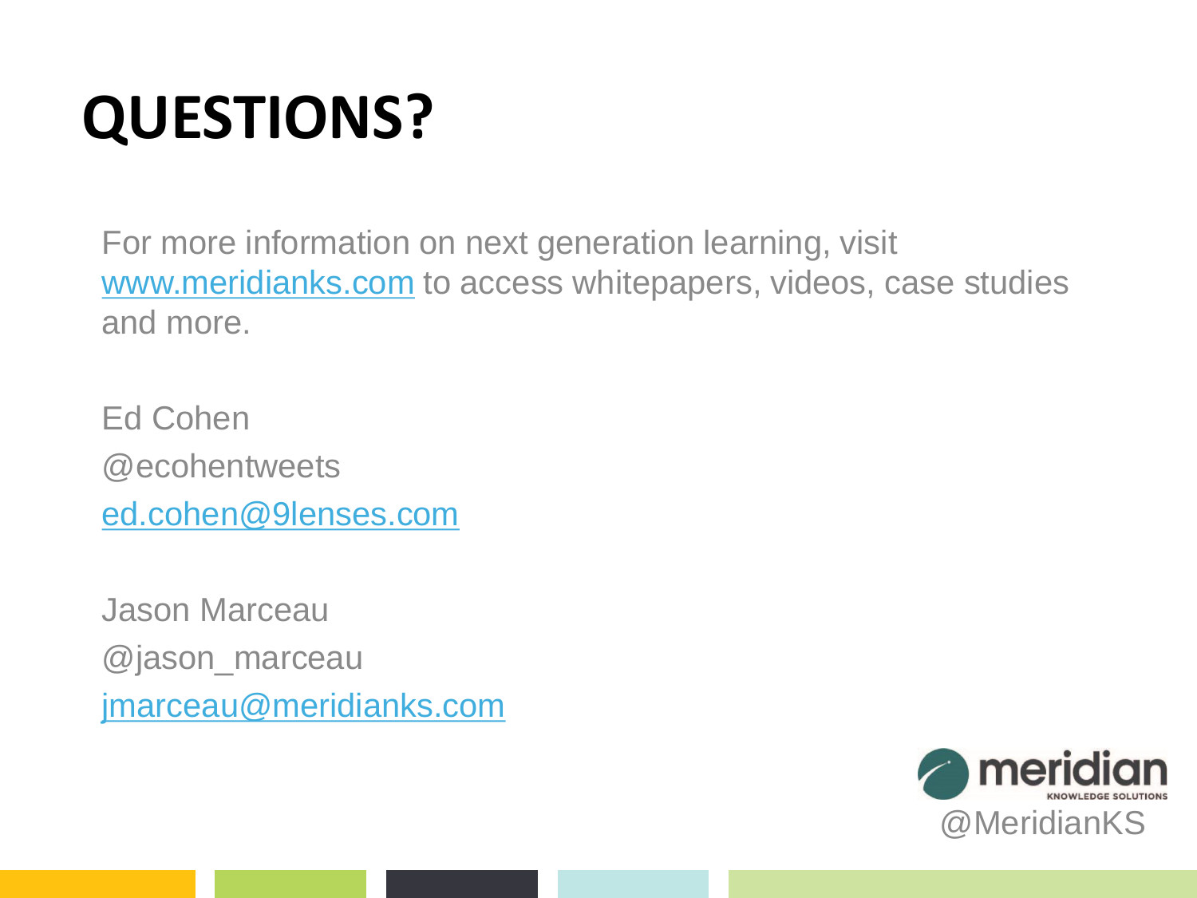# QUESTIONS?

For more information on next generation learning, visit www.meridianks.com to access whitepapers, videos, case studies and more.

Ed Cohen
@ecohentweets
ed.cohen@9lenses.com

Jason Marceau
@jason_marceau
jmarceau@meridianks.com

meridian KNOWLEDGE SOLUTIONS
@MeridianKS